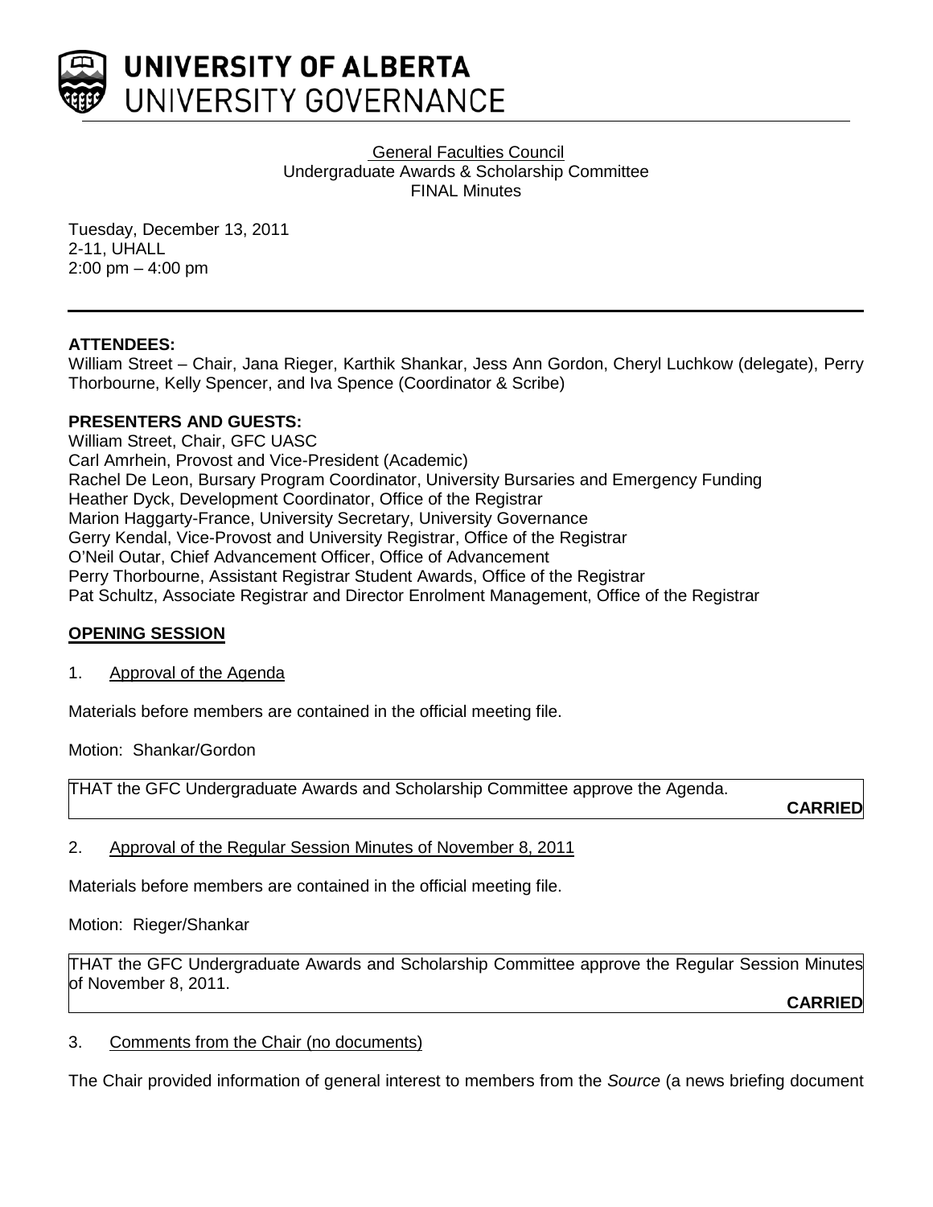**UNIVERSITY OF ALBERTA**
UNIVERSITY GOVERNANCE

General Faculties Council
Undergraduate Awards & Scholarship Committee
FINAL Minutes

Tuesday, December 13, 2011
2-11, UHALL
2:00 pm – 4:00 pm

**ATTENDEES:**
William Street – Chair, Jana Rieger, Karthik Shankar, Jess Ann Gordon, Cheryl Luchkow (delegate), Perry Thorbourne, Kelly Spencer, and Iva Spence (Coordinator & Scribe)

**PRESENTERS AND GUESTS:**
William Street, Chair, GFC UASC
Carl Amrhein, Provost and Vice-President (Academic)
Rachel De Leon, Bursary Program Coordinator, University Bursaries and Emergency Funding
Heather Dyck, Development Coordinator, Office of the Registrar
Marion Haggarty-France, University Secretary, University Governance
Gerry Kendal, Vice-Provost and University Registrar, Office of the Registrar
O'Neil Outar, Chief Advancement Officer, Office of Advancement
Perry Thorbourne, Assistant Registrar Student Awards, Office of the Registrar
Pat Schultz, Associate Registrar and Director Enrolment Management, Office of the Registrar

## OPENING SESSION

1. Approval of the Agenda

Materials before members are contained in the official meeting file.

Motion: Shankar/Gordon

THAT the GFC Undergraduate Awards and Scholarship Committee approve the Agenda.

**CARRIED**

2. Approval of the Regular Session Minutes of November 8, 2011

Materials before members are contained in the official meeting file.

Motion: Rieger/Shankar

THAT the GFC Undergraduate Awards and Scholarship Committee approve the Regular Session Minutes of November 8, 2011.

**CARRIED**

3. Comments from the Chair (no documents)

The Chair provided information of general interest to members from the *Source* (a news briefing document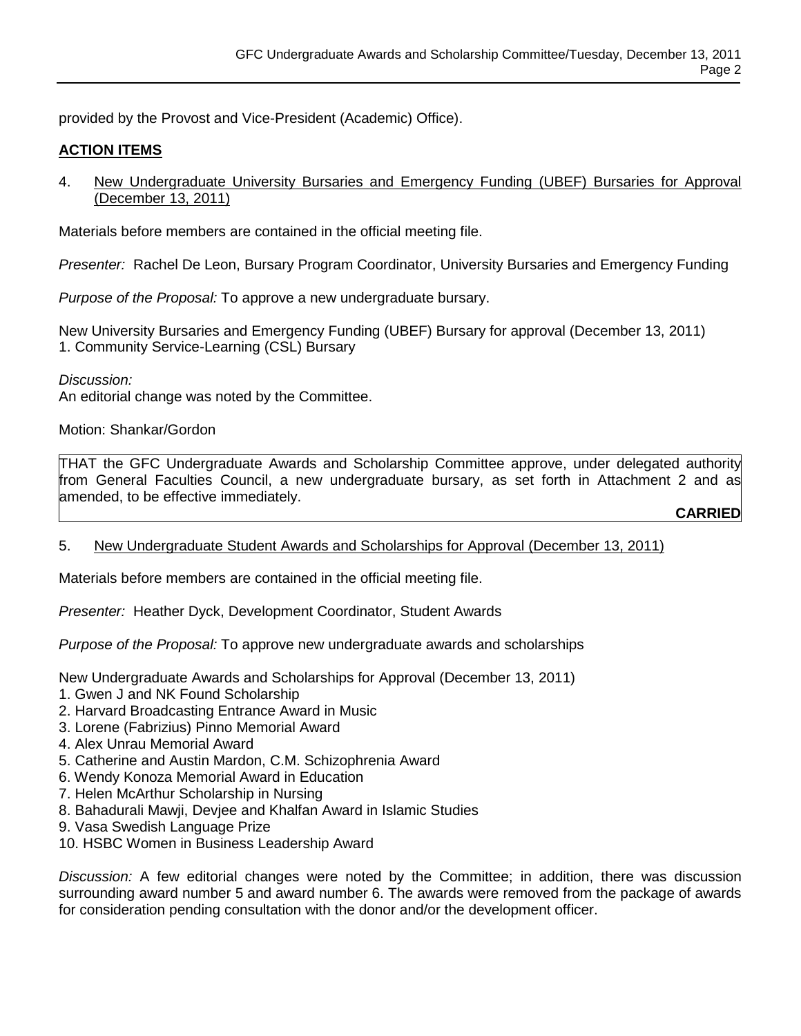provided by the Provost and Vice-President (Academic) Office).

## ACTION ITEMS

4. New Undergraduate University Bursaries and Emergency Funding (UBEF) Bursaries for Approval (December 13, 2011)

Materials before members are contained in the official meeting file.

*Presenter:* Rachel De Leon, Bursary Program Coordinator, University Bursaries and Emergency Funding

*Purpose of the Proposal:* To approve a new undergraduate bursary.

New University Bursaries and Emergency Funding (UBEF) Bursary for approval (December 13, 2011)
1. Community Service-Learning (CSL) Bursary

*Discussion:*
An editorial change was noted by the Committee.

Motion: Shankar/Gordon

THAT the GFC Undergraduate Awards and Scholarship Committee approve, under delegated authority from General Faculties Council, a new undergraduate bursary, as set forth in Attachment 2 and as amended, to be effective immediately.

**CARRIED**

5. New Undergraduate Student Awards and Scholarships for Approval (December 13, 2011)

Materials before members are contained in the official meeting file.

*Presenter:* Heather Dyck, Development Coordinator, Student Awards

*Purpose of the Proposal:* To approve new undergraduate awards and scholarships

New Undergraduate Awards and Scholarships for Approval (December 13, 2011)
1. Gwen J and NK Found Scholarship
2. Harvard Broadcasting Entrance Award in Music
3. Lorene (Fabrizius) Pinno Memorial Award
4. Alex Unrau Memorial Award
5. Catherine and Austin Mardon, C.M. Schizophrenia Award
6. Wendy Konoza Memorial Award in Education
7. Helen McArthur Scholarship in Nursing
8. Bahadurali Mawji, Devjee and Khalfan Award in Islamic Studies
9. Vasa Swedish Language Prize
10. HSBC Women in Business Leadership Award

*Discussion:* A few editorial changes were noted by the Committee; in addition, there was discussion surrounding award number 5 and award number 6. The awards were removed from the package of awards for consideration pending consultation with the donor and/or the development officer.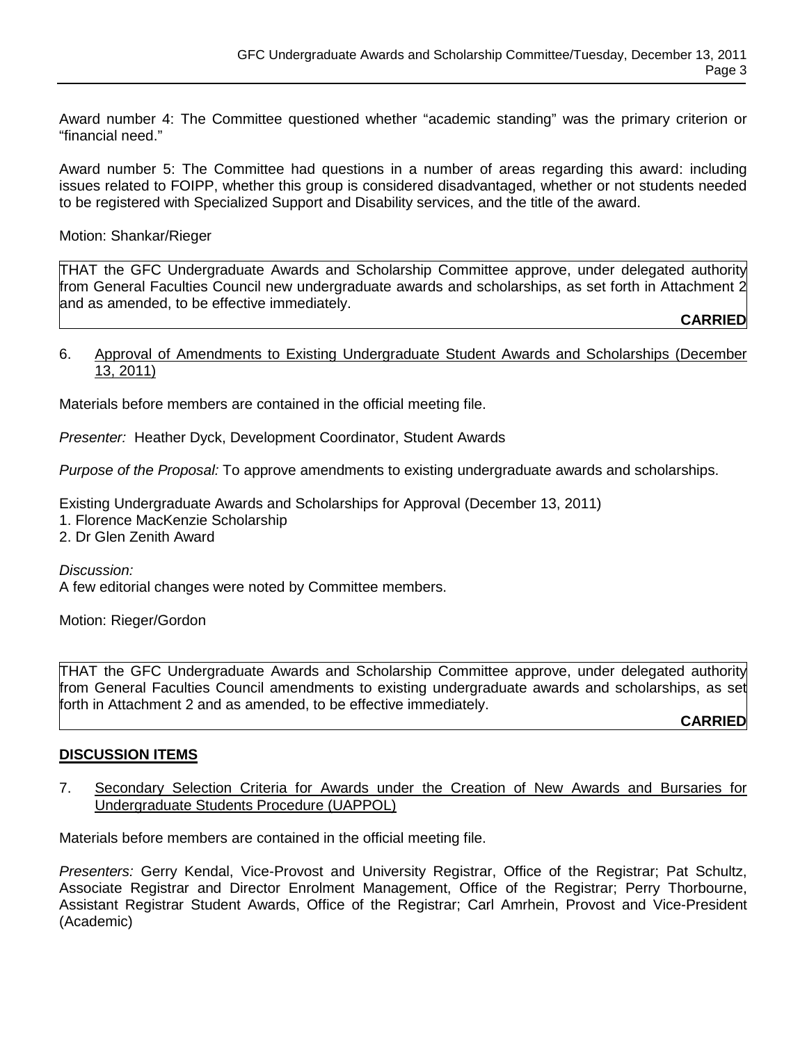Award number 4: The Committee questioned whether "academic standing" was the primary criterion or "financial need."

Award number 5: The Committee had questions in a number of areas regarding this award: including issues related to FOIPP, whether this group is considered disadvantaged, whether or not students needed to be registered with Specialized Support and Disability services, and the title of the award.

Motion: Shankar/Rieger

THAT the GFC Undergraduate Awards and Scholarship Committee approve, under delegated authority from General Faculties Council new undergraduate awards and scholarships, as set forth in Attachment 2 and as amended, to be effective immediately.

**CARRIED**

6. Approval of Amendments to Existing Undergraduate Student Awards and Scholarships (December 13, 2011)

Materials before members are contained in the official meeting file.

*Presenter:* Heather Dyck, Development Coordinator, Student Awards

*Purpose of the Proposal:* To approve amendments to existing undergraduate awards and scholarships.

Existing Undergraduate Awards and Scholarships for Approval (December 13, 2011)
1. Florence MacKenzie Scholarship
2. Dr Glen Zenith Award

*Discussion:*
A few editorial changes were noted by Committee members.

Motion: Rieger/Gordon

THAT the GFC Undergraduate Awards and Scholarship Committee approve, under delegated authority from General Faculties Council amendments to existing undergraduate awards and scholarships, as set forth in Attachment 2 and as amended, to be effective immediately.

**CARRIED**

## DISCUSSION ITEMS

7. Secondary Selection Criteria for Awards under the Creation of New Awards and Bursaries for Undergraduate Students Procedure (UAPPOL)

Materials before members are contained in the official meeting file.

*Presenters:* Gerry Kendal, Vice-Provost and University Registrar, Office of the Registrar; Pat Schultz, Associate Registrar and Director Enrolment Management, Office of the Registrar; Perry Thorbourne, Assistant Registrar Student Awards, Office of the Registrar; Carl Amrhein, Provost and Vice-President (Academic)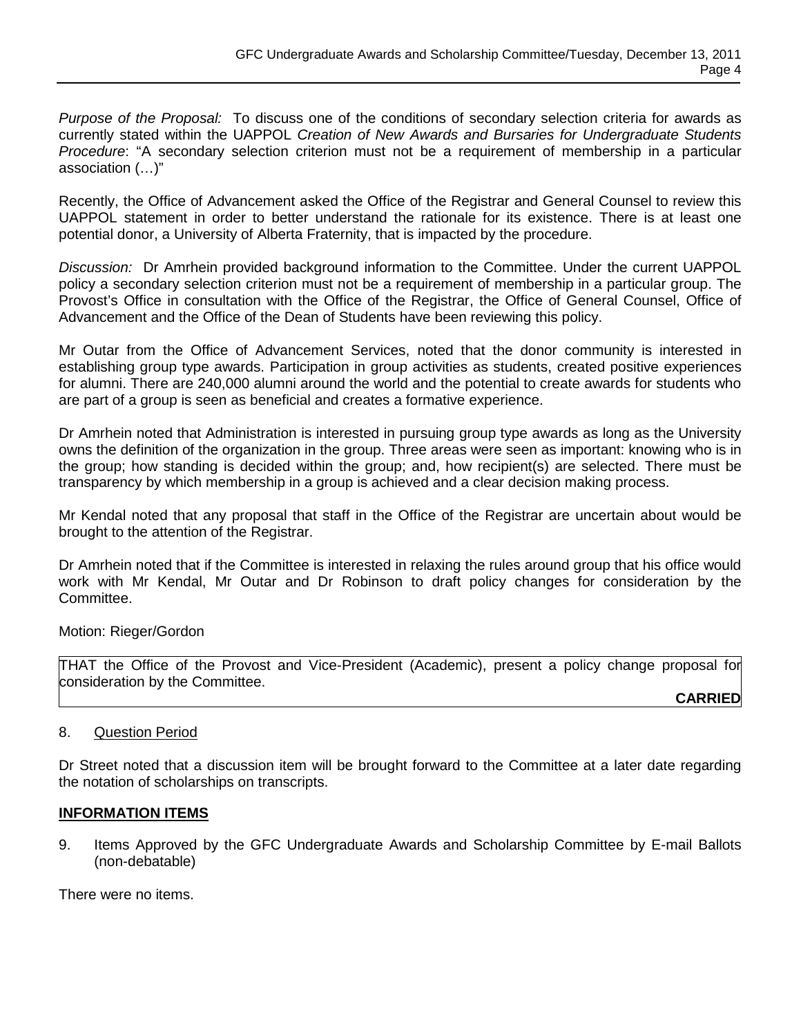*Purpose of the Proposal:* To discuss one of the conditions of secondary selection criteria for awards as currently stated within the UAPPOL *Creation of New Awards and Bursaries for Undergraduate Students Procedure*: "A secondary selection criterion must not be a requirement of membership in a particular association (…)"

Recently, the Office of Advancement asked the Office of the Registrar and General Counsel to review this UAPPOL statement in order to better understand the rationale for its existence. There is at least one potential donor, a University of Alberta Fraternity, that is impacted by the procedure.

*Discussion:* Dr Amrhein provided background information to the Committee. Under the current UAPPOL policy a secondary selection criterion must not be a requirement of membership in a particular group. The Provost's Office in consultation with the Office of the Registrar, the Office of General Counsel, Office of Advancement and the Office of the Dean of Students have been reviewing this policy.

Mr Outar from the Office of Advancement Services, noted that the donor community is interested in establishing group type awards. Participation in group activities as students, created positive experiences for alumni. There are 240,000 alumni around the world and the potential to create awards for students who are part of a group is seen as beneficial and creates a formative experience.

Dr Amrhein noted that Administration is interested in pursuing group type awards as long as the University owns the definition of the organization in the group. Three areas were seen as important: knowing who is in the group; how standing is decided within the group; and, how recipient(s) are selected. There must be transparency by which membership in a group is achieved and a clear decision making process.

Mr Kendal noted that any proposal that staff in the Office of the Registrar are uncertain about would be brought to the attention of the Registrar.

Dr Amrhein noted that if the Committee is interested in relaxing the rules around group that his office would work with Mr Kendal, Mr Outar and Dr Robinson to draft policy changes for consideration by the Committee.

Motion: Rieger/Gordon

THAT the Office of the Provost and Vice-President (Academic), present a policy change proposal for consideration by the Committee.

**CARRIED**

8. Question Period

Dr Street noted that a discussion item will be brought forward to the Committee at a later date regarding the notation of scholarships on transcripts.

## INFORMATION ITEMS

9. Items Approved by the GFC Undergraduate Awards and Scholarship Committee by E-mail Ballots (non-debatable)

There were no items.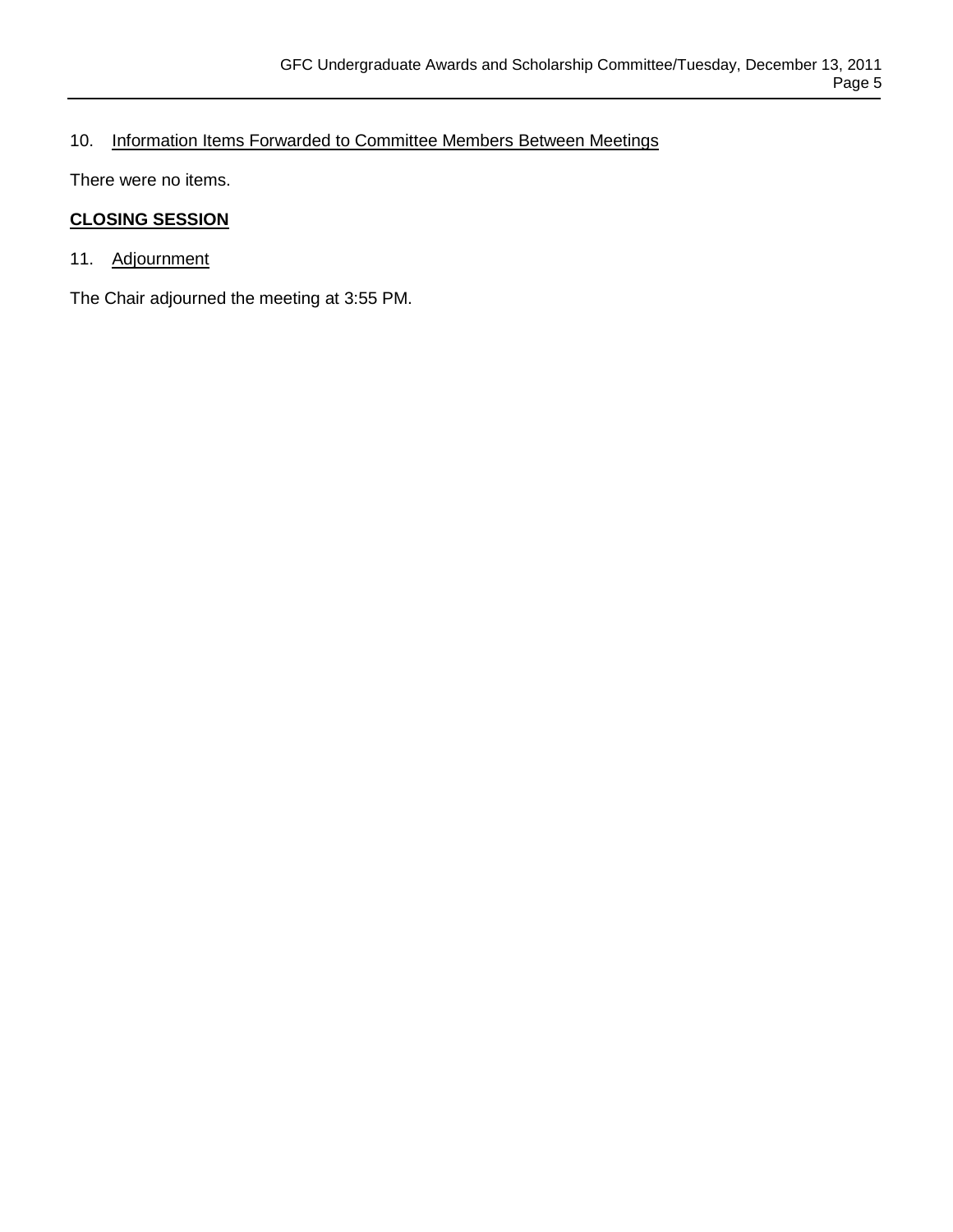10. Information Items Forwarded to Committee Members Between Meetings

There were no items.

**CLOSING SESSION**

11. Adjournment

The Chair adjourned the meeting at 3:55 PM.